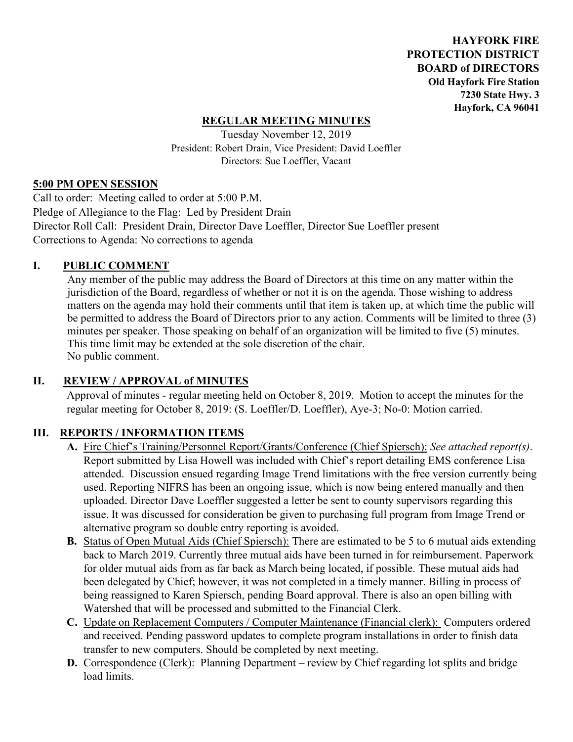**HAYFORK FIRE PROTECTION DISTRICT BOARD of DIRECTORS**
**Old Hayfork Fire Station**
**7230 State Hwy. 3**
**Hayfork, CA 96041**

# REGULAR MEETING MINUTES

Tuesday November 12, 2019
President: Robert Drain, Vice President: David Loeffler
Directors: Sue Loeffler, Vacant

## 5:00 PM OPEN SESSION

Call to order: Meeting called to order at 5:00 P.M.
Pledge of Allegiance to the Flag: Led by President Drain
Director Roll Call: President Drain, Director Dave Loeffler, Director Sue Loeffler present
Corrections to Agenda: No corrections to agenda

## I. PUBLIC COMMENT

Any member of the public may address the Board of Directors at this time on any matter within the jurisdiction of the Board, regardless of whether or not it is on the agenda. Those wishing to address matters on the agenda may hold their comments until that item is taken up, at which time the public will be permitted to address the Board of Directors prior to any action. Comments will be limited to three (3) minutes per speaker. Those speaking on behalf of an organization will be limited to five (5) minutes. This time limit may be extended at the sole discretion of the chair.
No public comment.

## II. REVIEW / APPROVAL of MINUTES

Approval of minutes - regular meeting held on October 8, 2019. Motion to accept the minutes for the regular meeting for October 8, 2019: (S. Loeffler/D. Loeffler), Aye-3; No-0: Motion carried.

## III. REPORTS / INFORMATION ITEMS

**A.** Fire Chief's Training/Personnel Report/Grants/Conference (Chief Spiersch): *See attached report(s)*. Report submitted by Lisa Howell was included with Chief's report detailing EMS conference Lisa attended. Discussion ensued regarding Image Trend limitations with the free version currently being used. Reporting NIFRS has been an ongoing issue, which is now being entered manually and then uploaded. Director Dave Loeffler suggested a letter be sent to county supervisors regarding this issue. It was discussed for consideration be given to purchasing full program from Image Trend or alternative program so double entry reporting is avoided.

**B.** Status of Open Mutual Aids (Chief Spiersch): There are estimated to be 5 to 6 mutual aids extending back to March 2019. Currently three mutual aids have been turned in for reimbursement. Paperwork for older mutual aids from as far back as March being located, if possible. These mutual aids had been delegated by Chief; however, it was not completed in a timely manner. Billing in process of being reassigned to Karen Spiersch, pending Board approval. There is also an open billing with Watershed that will be processed and submitted to the Financial Clerk.

**C.** Update on Replacement Computers / Computer Maintenance (Financial clerk): Computers ordered and received. Pending password updates to complete program installations in order to finish data transfer to new computers. Should be completed by next meeting.

**D.** Correspondence (Clerk): Planning Department – review by Chief regarding lot splits and bridge load limits.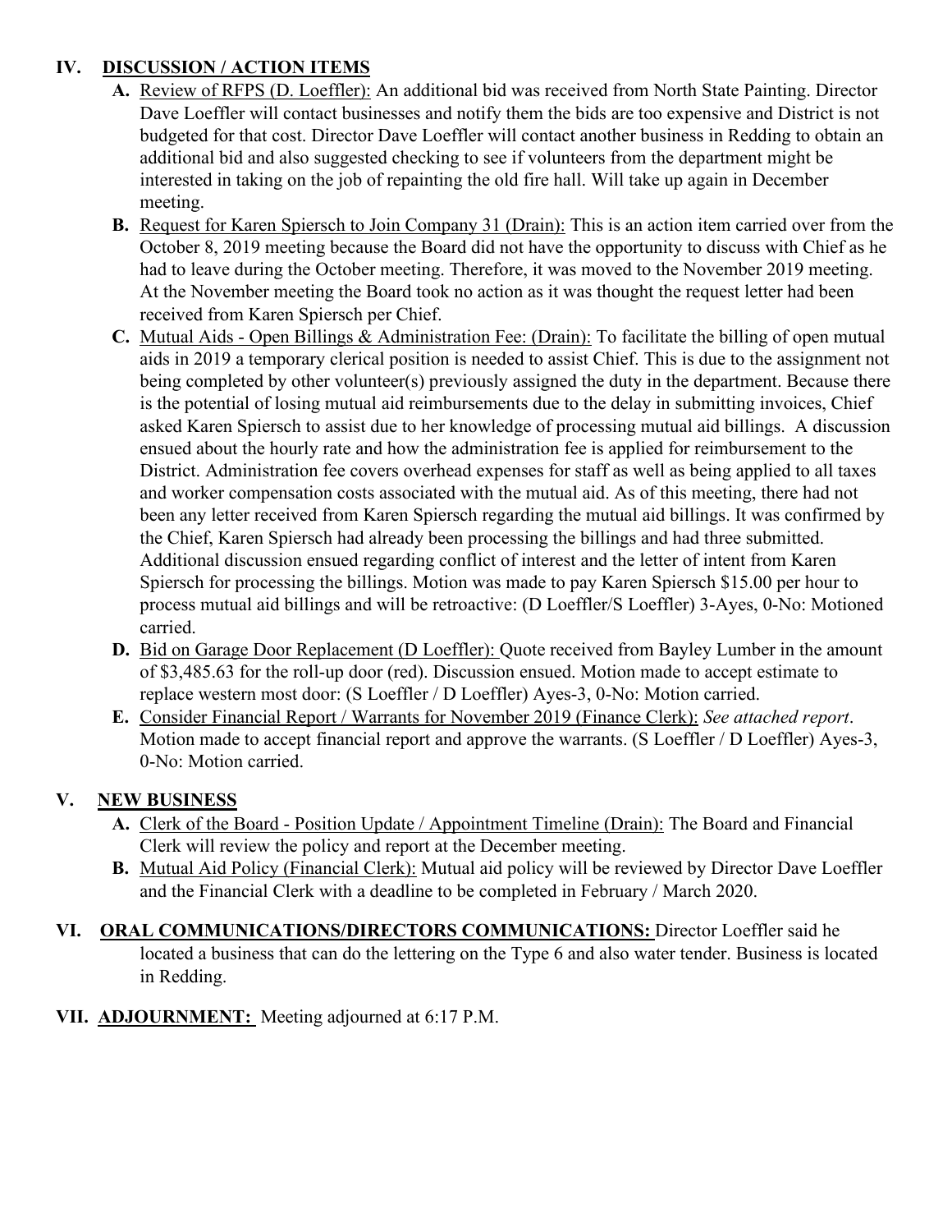## IV. DISCUSSION / ACTION ITEMS

**A.** Review of RFPS (D. Loeffler): An additional bid was received from North State Painting. Director Dave Loeffler will contact businesses and notify them the bids are too expensive and District is not budgeted for that cost. Director Dave Loeffler will contact another business in Redding to obtain an additional bid and also suggested checking to see if volunteers from the department might be interested in taking on the job of repainting the old fire hall. Will take up again in December meeting.

**B.** Request for Karen Spiersch to Join Company 31 (Drain): This is an action item carried over from the October 8, 2019 meeting because the Board did not have the opportunity to discuss with Chief as he had to leave during the October meeting. Therefore, it was moved to the November 2019 meeting. At the November meeting the Board took no action as it was thought the request letter had been received from Karen Spiersch per Chief.

**C.** Mutual Aids - Open Billings & Administration Fee: (Drain): To facilitate the billing of open mutual aids in 2019 a temporary clerical position is needed to assist Chief. This is due to the assignment not being completed by other volunteer(s) previously assigned the duty in the department. Because there is the potential of losing mutual aid reimbursements due to the delay in submitting invoices, Chief asked Karen Spiersch to assist due to her knowledge of processing mutual aid billings. A discussion ensued about the hourly rate and how the administration fee is applied for reimbursement to the District. Administration fee covers overhead expenses for staff as well as being applied to all taxes and worker compensation costs associated with the mutual aid. As of this meeting, there had not been any letter received from Karen Spiersch regarding the mutual aid billings. It was confirmed by the Chief, Karen Spiersch had already been processing the billings and had three submitted. Additional discussion ensued regarding conflict of interest and the letter of intent from Karen Spiersch for processing the billings. Motion was made to pay Karen Spiersch $15.00 per hour to process mutual aid billings and will be retroactive: (D Loeffler/S Loeffler) 3-Ayes, 0-No: Motioned carried.

**D.** Bid on Garage Door Replacement (D Loeffler): Quote received from Bayley Lumber in the amount of $3,485.63 for the roll-up door (red). Discussion ensued. Motion made to accept estimate to replace western most door: (S Loeffler / D Loeffler) Ayes-3, 0-No: Motion carried.

**E.** Consider Financial Report / Warrants for November 2019 (Finance Clerk): *See attached report*. Motion made to accept financial report and approve the warrants. (S Loeffler / D Loeffler) Ayes-3, 0-No: Motion carried.

## V. NEW BUSINESS

**A.** Clerk of the Board - Position Update / Appointment Timeline (Drain): The Board and Financial Clerk will review the policy and report at the December meeting.

**B.** Mutual Aid Policy (Financial Clerk): Mutual aid policy will be reviewed by Director Dave Loeffler and the Financial Clerk with a deadline to be completed in February / March 2020.

## VI. ORAL COMMUNICATIONS/DIRECTORS COMMUNICATIONS:

Director Loeffler said he located a business that can do the lettering on the Type 6 and also water tender. Business is located in Redding.

## VII. ADJOURNMENT:

Meeting adjourned at 6:17 P.M.